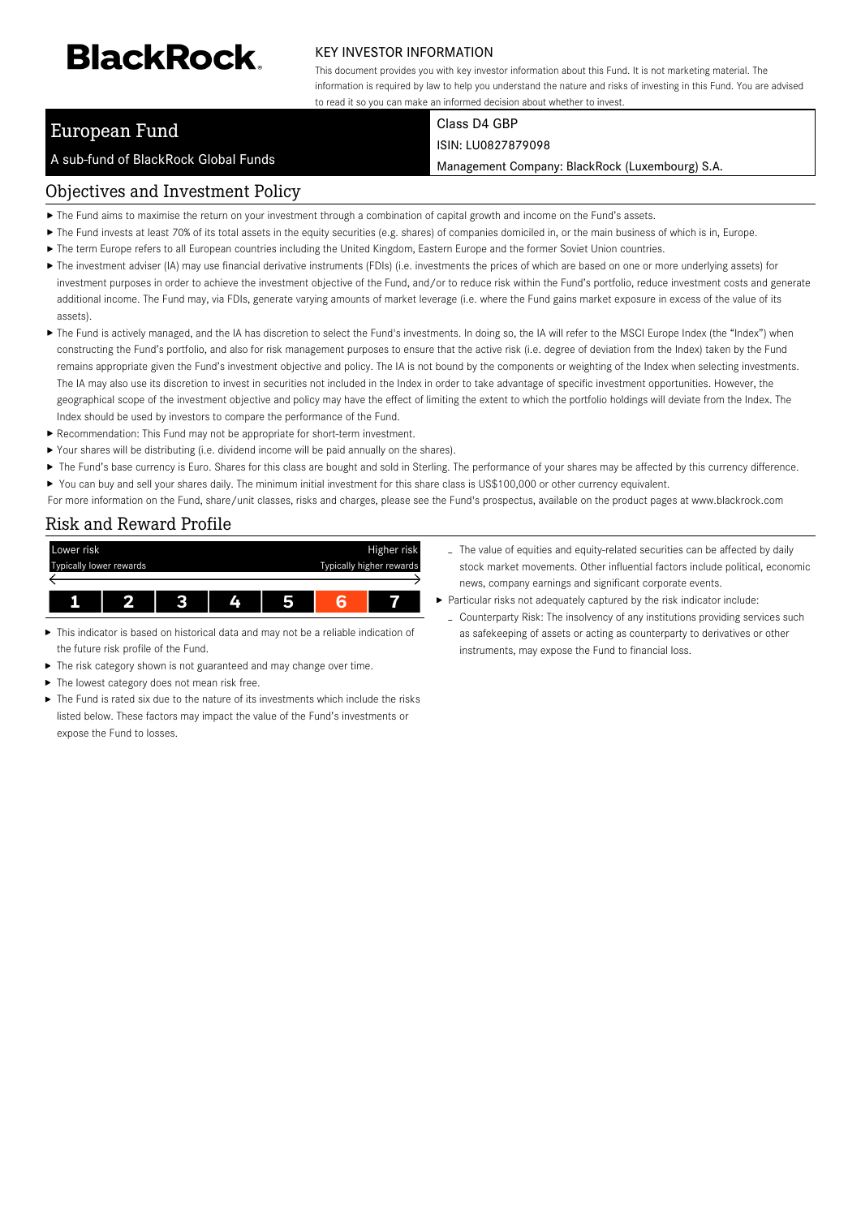# BlackRock.

KEY INVESTOR INFORMATION

This document provides you with key investor information about this Fund. It is not marketing material. The information is required by law to help you understand the nature and risks of investing in this Fund. You are advised to read it so you can make an informed decision about whether to invest.

## European Fund

A sub-fund of BlackRock Global Funds

Class D4 GBP

ISIN: LU0827879098

Management Company: BlackRock (Luxembourg) S.A.

## Objectives and Investment Policy

- The Fund aims to maximise the return on your investment through a combination of capital growth and income on the Fund's assets.
- The Fund invests at least 70% of its total assets in the equity securities (e.g. shares) of companies domiciled in, or the main business of which is in, Europe.
- The term Europe refers to all European countries including the United Kingdom, Eastern Europe and the former Soviet Union countries.
- The investment adviser (IA) may use financial derivative instruments (FDIs) (i.e. investments the prices of which are based on one or more underlying assets) for investment purposes in order to achieve the investment objective of the Fund, and/or to reduce risk within the Fund's portfolio, reduce investment costs and generate additional income. The Fund may, via FDIs, generate varying amounts of market leverage (i.e. where the Fund gains market exposure in excess of the value of its assets).
- The Fund is actively managed, and the IA has discretion to select the Fund's investments. In doing so, the IA will refer to the MSCI Europe Index (the "Index") when constructing the Fund's portfolio, and also for risk management purposes to ensure that the active risk (i.e. degree of deviation from the Index) taken by the Fund remains appropriate given the Fund's investment objective and policy. The IA is not bound by the components or weighting of the Index when selecting investments. The IA may also use its discretion to invest in securities not included in the Index in order to take advantage of specific investment opportunities. However, the geographical scope of the investment objective and policy may have the effect of limiting the extent to which the portfolio holdings will deviate from the Index. The Index should be used by investors to compare the performance of the Fund.
- Recommendation: This Fund may not be appropriate for short-term investment.
- Your shares will be distributing (i.e. dividend income will be paid annually on the shares).
- The Fund's base currency is Euro. Shares for this class are bought and sold in Sterling. The performance of your shares may be affected by this currency difference.
- You can buy and sell your shares daily. The minimum initial investment for this share class is US$100,000 or other currency equivalent.

For more information on the Fund, share/unit classes, risks and charges, please see the Fund's prospectus, available on the product pages at www.blackrock.com

## Risk and Reward Profile

| Lower risk<br>Typically lower rewards | | | | | | Higher risk<br>Typically higher rewards |
|---|---|---|---|---|---|---|
| 1 | 2 | 3 | 4 | 5 | **6** | 7 |

- This indicator is based on historical data and may not be a reliable indication of the future risk profile of the Fund.
- The risk category shown is not guaranteed and may change over time.
- The lowest category does not mean risk free.
- The Fund is rated six due to the nature of its investments which include the risks listed below. These factors may impact the value of the Fund's investments or expose the Fund to losses.
  - The value of equities and equity-related securities can be affected by daily stock market movements. Other influential factors include political, economic news, company earnings and significant corporate events.
- Particular risks not adequately captured by the risk indicator include:
  - Counterparty Risk: The insolvency of any institutions providing services such as safekeeping of assets or acting as counterparty to derivatives or other instruments, may expose the Fund to financial loss.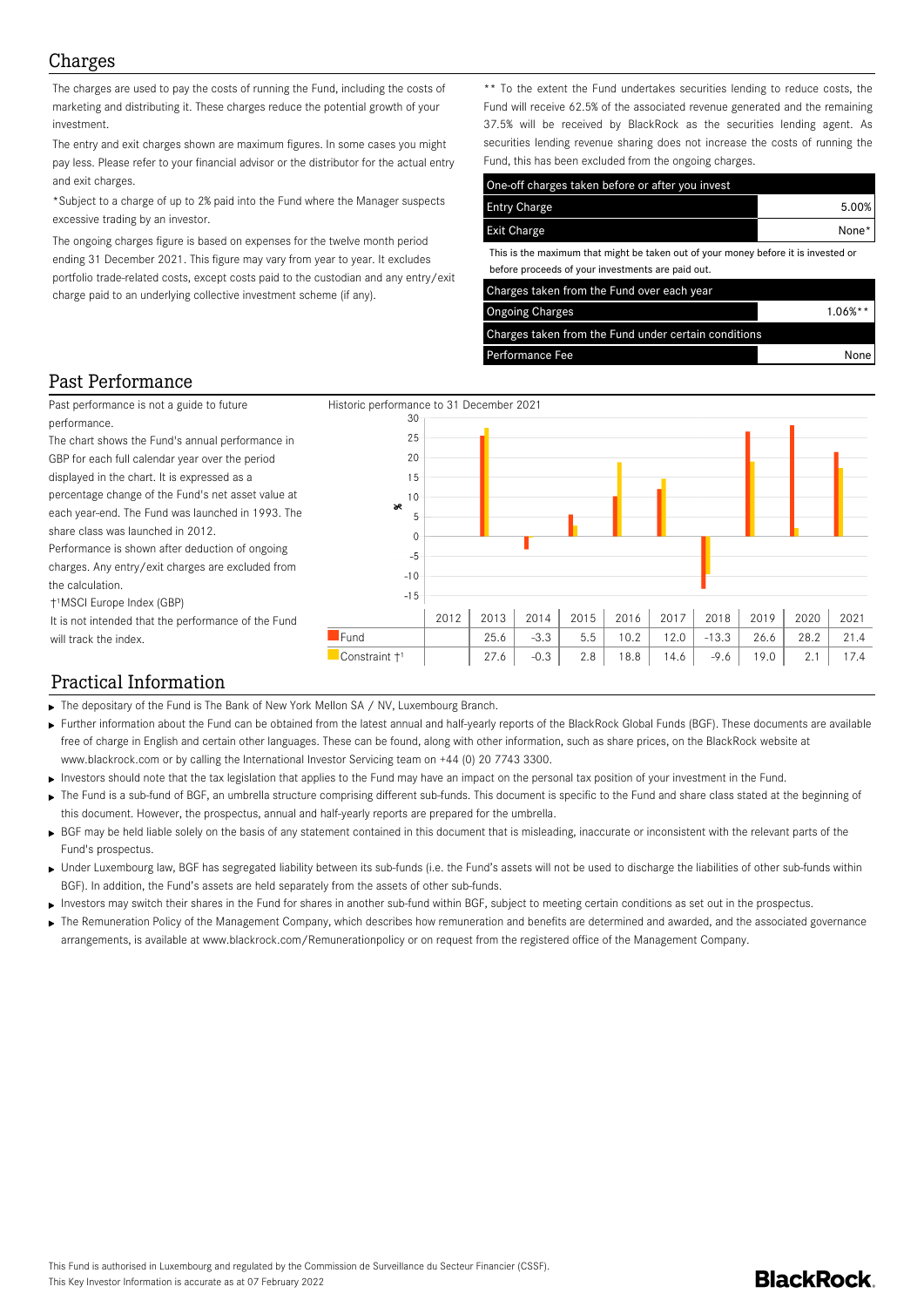## Charges

The charges are used to pay the costs of running the Fund, including the costs of marketing and distributing it. These charges reduce the potential growth of your investment.

The entry and exit charges shown are maximum figures. In some cases you might pay less. Please refer to your financial advisor or the distributor for the actual entry and exit charges.

*Subject to a charge of up to 2% paid into the Fund where the Manager suspects excessive trading by an investor.

The ongoing charges figure is based on expenses for the twelve month period ending 31 December 2021. This figure may vary from year to year. It excludes portfolio trade-related costs, except costs paid to the custodian and any entry/exit charge paid to an underlying collective investment scheme (if any).

** To the extent the Fund undertakes securities lending to reduce costs, the Fund will receive 62.5% of the associated revenue generated and the remaining 37.5% will be received by BlackRock as the securities lending agent. As securities lending revenue sharing does not increase the costs of running the Fund, this has been excluded from the ongoing charges.

| One-off charges taken before or after you invest | |
|---|---|
| Entry Charge | 5.00% |
| Exit Charge | None* |

This is the maximum that might be taken out of your money before it is invested or before proceeds of your investments are paid out.

| Charges taken from the Fund over each year | |
|---|---|
| Ongoing Charges | 1.06%** |

| Charges taken from the Fund under certain conditions | |
|---|---|
| Performance Fee | None |

## Past Performance

Past performance is not a guide to future performance.

The chart shows the Fund's annual performance in GBP for each full calendar year over the period displayed in the chart. It is expressed as a percentage change of the Fund's net asset value at each year-end. The Fund was launched in 1993. The share class was launched in 2012.

Performance is shown after deduction of ongoing charges. Any entry/exit charges are excluded from the calculation.

†[1]MSCI Europe Index (GBP)

It is not intended that the performance of the Fund will track the index.

Historic performance to 31 December 2021

%

30
25
20
15
10
5
0
-5
-10
-15

| | 2012 | 2013 | 2014 | 2015 | 2016 | 2017 | 2018 | 2019 | 2020 | 2021 |
|---|---|---|---|---|---|---|---|---|---|---|
| Fund | | 25.6 | -3.3 | 5.5 | 10.2 | 12.0 | -13.3 | 26.6 | 28.2 | 21.4 |
| Constraint †[1] | | 27.6 | -0.3 | 2.8 | 18.8 | 14.6 | -9.6 | 19.0 | 2.1 | 17.4 |

## Practical Information

- The depositary of the Fund is The Bank of New York Mellon SA / NV, Luxembourg Branch.
- Further information about the Fund can be obtained from the latest annual and half-yearly reports of the BlackRock Global Funds (BGF). These documents are available free of charge in English and certain other languages. These can be found, along with other information, such as share prices, on the BlackRock website at www.blackrock.com or by calling the International Investor Servicing team on +44 (0) 20 7743 3300.
- Investors should note that the tax legislation that applies to the Fund may have an impact on the personal tax position of your investment in the Fund.
- The Fund is a sub-fund of BGF, an umbrella structure comprising different sub-funds. This document is specific to the Fund and share class stated at the beginning of this document. However, the prospectus, annual and half-yearly reports are prepared for the umbrella.
- BGF may be held liable solely on the basis of any statement contained in this document that is misleading, inaccurate or inconsistent with the relevant parts of the Fund's prospectus.
- Under Luxembourg law, BGF has segregated liability between its sub-funds (i.e. the Fund's assets will not be used to discharge the liabilities of other sub-funds within BGF). In addition, the Fund's assets are held separately from the assets of other sub-funds.
- Investors may switch their shares in the Fund for shares in another sub-fund within BGF, subject to meeting certain conditions as set out in the prospectus.
- The Remuneration Policy of the Management Company, which describes how remuneration and benefits are determined and awarded, and the associated governance arrangements, is available at www.blackrock.com/Remunerationpolicy or on request from the registered office of the Management Company.

This Fund is authorised in Luxembourg and regulated by the Commission de Surveillance du Secteur Financier (CSSF).
This Key Investor Information is accurate as at 07 February 2022

BlackRock.